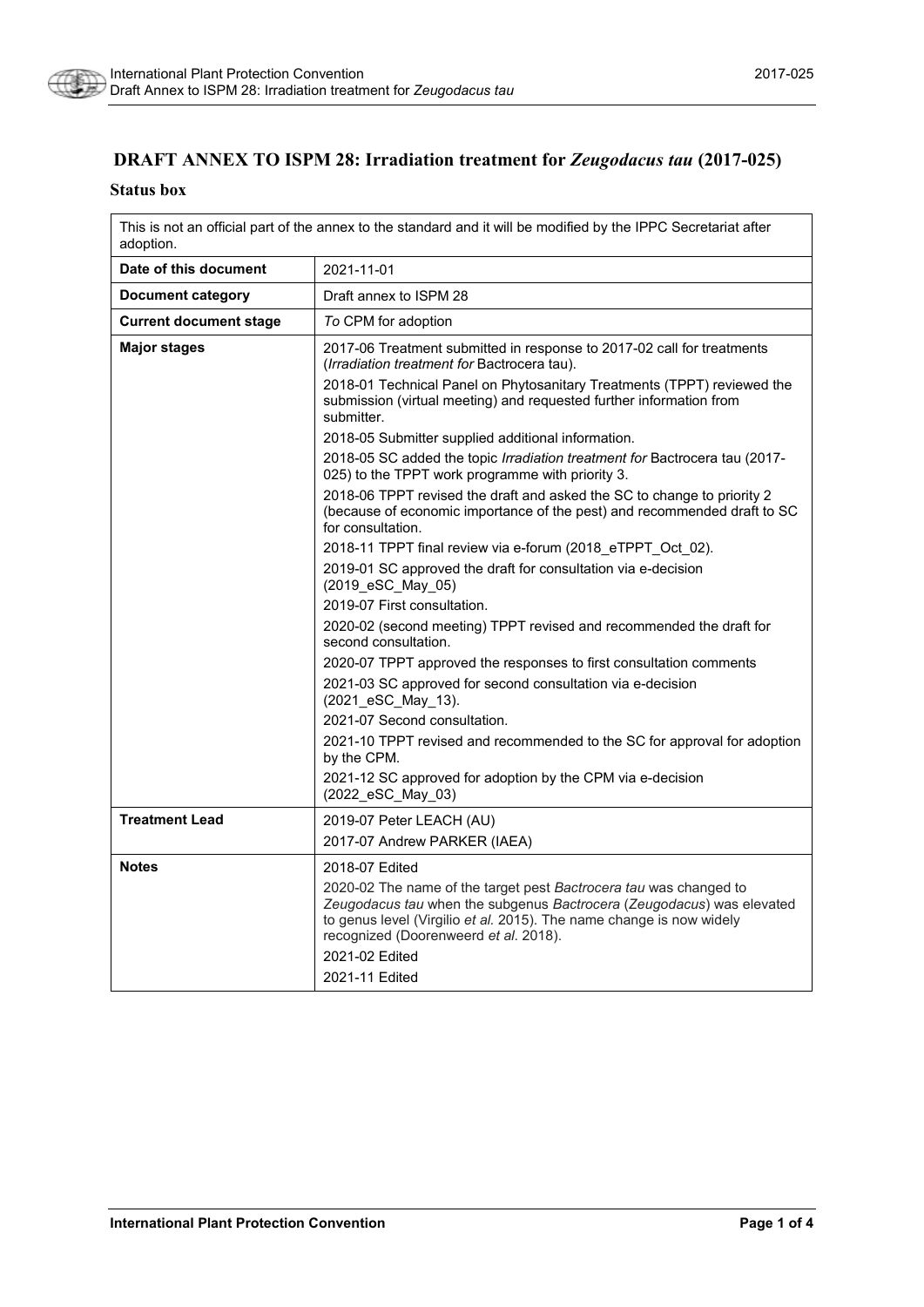# DRAFT ANNEX TO ISPM 28: Irradiation treatment for *Zeugodacus tau* (2017-025)

## Status box

| This is not an official part of the annex to the standard and it will be modified by the IPPC Secretariat after adoption. | |
|---|---|
| **Date of this document** | 2021-11-01 |
| **Document category** | Draft annex to ISPM 28 |
| **Current document stage** | *To* CPM for adoption |
| **Major stages** | 2017-06 Treatment submitted in response to 2017-02 call for treatments (*Irradiation treatment for* Bactrocera tau).<br>2018-01 Technical Panel on Phytosanitary Treatments (TPPT) reviewed the submission (virtual meeting) and requested further information from submitter.<br>2018-05 Submitter supplied additional information.<br>2018-05 SC added the topic *Irradiation treatment for* Bactrocera tau (2017-025) to the TPPT work programme with priority 3.<br>2018-06 TPPT revised the draft and asked the SC to change to priority 2 (because of economic importance of the pest) and recommended draft to SC for consultation.<br>2018-11 TPPT final review via e-forum (2018_eTPPT_Oct_02).<br>2019-01 SC approved the draft for consultation via e-decision (2019_eSC_May_05)<br>2019-07 First consultation.<br>2020-02 (second meeting) TPPT revised and recommended the draft for second consultation.<br>2020-07 TPPT approved the responses to first consultation comments<br>2021-03 SC approved for second consultation via e-decision (2021_eSC_May_13).<br>2021-07 Second consultation.<br>2021-10 TPPT revised and recommended to the SC for approval for adoption by the CPM.<br>2021-12 SC approved for adoption by the CPM via e-decision (2022_eSC_May_03) |
| **Treatment Lead** | 2019-07 Peter LEACH (AU)<br>2017-07 Andrew PARKER (IAEA) |
| **Notes** | 2018-07 Edited<br>2020-02 The name of the target pest *Bactrocera tau* was changed to *Zeugodacus tau* when the subgenus *Bactrocera* (*Zeugodacus*) was elevated to genus level (Virgilio *et al.* 2015). The name change is now widely recognized (Doorenweerd *et al*. 2018).<br>2021-02 Edited<br>2021-11 Edited |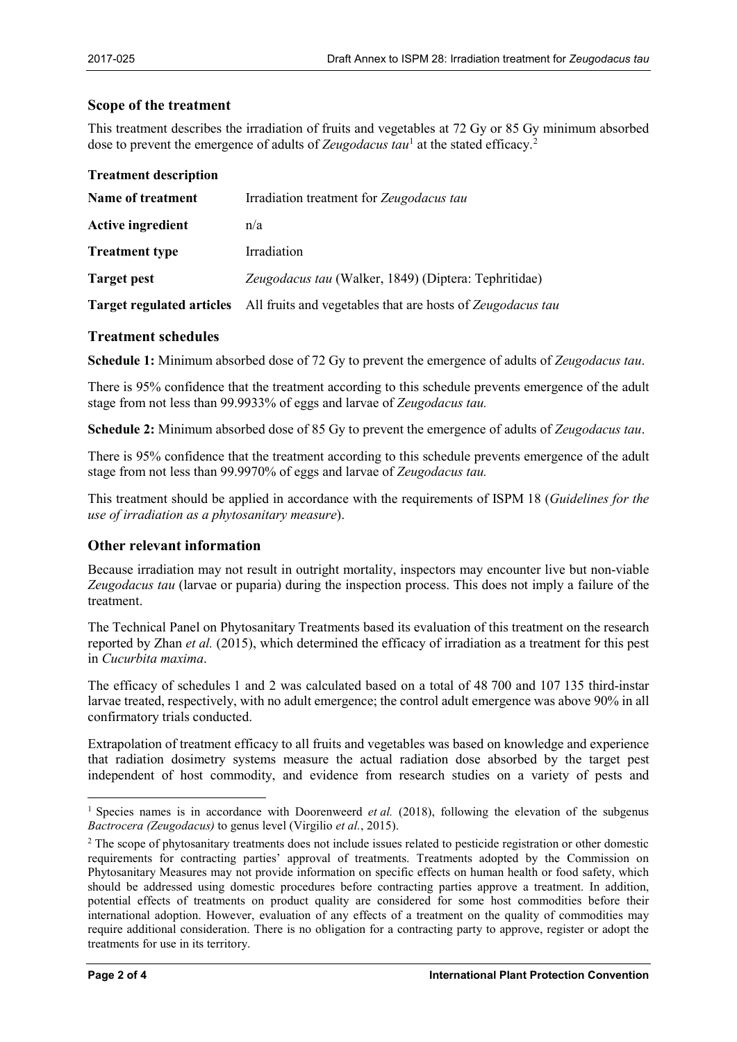## Scope of the treatment

This treatment describes the irradiation of fruits and vegetables at 72 Gy or 85 Gy minimum absorbed dose to prevent the emergence of adults of *Zeugodacus tau*[1] at the stated efficacy.[2]

**Treatment description**

| | |
|---|---|
| **Name of treatment** | Irradiation treatment for *Zeugodacus tau* |
| **Active ingredient** | n/a |
| **Treatment type** | Irradiation |
| **Target pest** | *Zeugodacus tau* (Walker, 1849) (Diptera: Tephritidae) |
| **Target regulated articles** | All fruits and vegetables that are hosts of *Zeugodacus tau* |

## Treatment schedules

**Schedule 1:** Minimum absorbed dose of 72 Gy to prevent the emergence of adults of *Zeugodacus tau*.

There is 95% confidence that the treatment according to this schedule prevents emergence of the adult stage from not less than 99.9933% of eggs and larvae of *Zeugodacus tau.*

**Schedule 2:** Minimum absorbed dose of 85 Gy to prevent the emergence of adults of *Zeugodacus tau*.

There is 95% confidence that the treatment according to this schedule prevents emergence of the adult stage from not less than 99.9970% of eggs and larvae of *Zeugodacus tau.*

This treatment should be applied in accordance with the requirements of ISPM 18 (*Guidelines for the use of irradiation as a phytosanitary measure*).

## Other relevant information

Because irradiation may not result in outright mortality, inspectors may encounter live but non-viable *Zeugodacus tau* (larvae or puparia) during the inspection process. This does not imply a failure of the treatment.

The Technical Panel on Phytosanitary Treatments based its evaluation of this treatment on the research reported by Zhan *et al.* (2015), which determined the efficacy of irradiation as a treatment for this pest in *Cucurbita maxima*.

The efficacy of schedules 1 and 2 was calculated based on a total of 48 700 and 107 135 third-instar larvae treated, respectively, with no adult emergence; the control adult emergence was above 90% in all confirmatory trials conducted.

Extrapolation of treatment efficacy to all fruits and vegetables was based on knowledge and experience that radiation dosimetry systems measure the actual radiation dose absorbed by the target pest independent of host commodity, and evidence from research studies on a variety of pests and

---

[1] Species names is in accordance with Doorenweerd *et al.* (2018), following the elevation of the subgenus *Bactrocera (Zeugodacus)* to genus level (Virgilio *et al.*, 2015).

[2] The scope of phytosanitary treatments does not include issues related to pesticide registration or other domestic requirements for contracting parties' approval of treatments. Treatments adopted by the Commission on Phytosanitary Measures may not provide information on specific effects on human health or food safety, which should be addressed using domestic procedures before contracting parties approve a treatment. In addition, potential effects of treatments on product quality are considered for some host commodities before their international adoption. However, evaluation of any effects of a treatment on the quality of commodities may require additional consideration. There is no obligation for a contracting party to approve, register or adopt the treatments for use in its territory.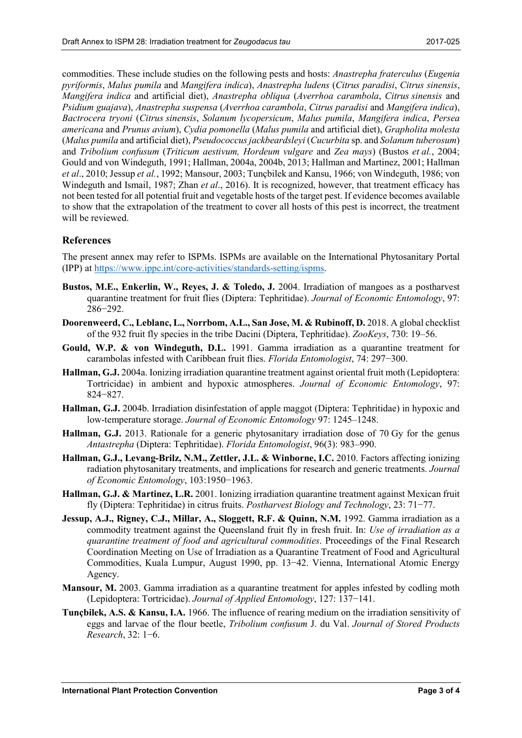commodities. These include studies on the following pests and hosts: *Anastrepha fraterculus* (*Eugenia pyriformis*, *Malus pumila* and *Mangifera indica*), *Anastrepha ludens* (*Citrus paradisi*, *Citrus sinensis*, *Mangifera indica* and artificial diet), *Anastrepha obliqua* (*Averrhoa carambola*, *Citrus sinensis* and *Psidium guajava*), *Anastrepha suspensa* (*Averrhoa carambola*, *Citrus paradisi* and *Mangifera indica*), *Bactrocera tryoni* (*Citrus sinensis*, *Solanum lycopersicum*, *Malus pumila*, *Mangifera indica*, *Persea americana* and *Prunus avium*), *Cydia pomonella* (*Malus pumila* and artificial diet), *Grapholita molesta* (*Malus pumila* and artificial diet), *Pseudococcus jackbeardsleyi* (*Cucurbita* sp. and *Solanum tuberosum*) and *Tribolium confusum* (*Triticum aestivum, Hordeum vulgare* and *Zea mays*) (Bustos *et al.*, 2004; Gould and von Windeguth, 1991; Hallman, 2004a, 2004b, 2013; Hallman and Martinez, 2001; Hallman *et al*., 2010; Jessup *et al.*, 1992; Mansour, 2003; Tunçbilek and Kansu, 1966; von Windeguth, 1986; von Windeguth and Ismail, 1987; Zhan *et al*., 2016). It is recognized, however, that treatment efficacy has not been tested for all potential fruit and vegetable hosts of the target pest. If evidence becomes available to show that the extrapolation of the treatment to cover all hosts of this pest is incorrect, the treatment will be reviewed.

## References

The present annex may refer to ISPMs. ISPMs are available on the International Phytosanitary Portal (IPP) at https://www.ippc.int/core-activities/standards-setting/ispms.

**Bustos, M.E., Enkerlin, W., Reyes, J. & Toledo, J.** 2004. Irradiation of mangoes as a postharvest quarantine treatment for fruit flies (Diptera: Tephritidae). *Journal of Economic Entomology*, 97: 286−292.

**Doorenweerd, C., Leblanc, L., Norrbom, A.L., San Jose, M. & Rubinoff, D.** 2018. A global checklist of the 932 fruit fly species in the tribe Dacini (Diptera, Tephritidae). *ZooKeys*, 730: 19–56.

**Gould, W.P. & von Windeguth, D.L.** 1991. Gamma irradiation as a quarantine treatment for carambolas infested with Caribbean fruit flies. *Florida Entomologist*, 74: 297−300.

**Hallman, G.J.** 2004a. Ionizing irradiation quarantine treatment against oriental fruit moth (Lepidoptera: Tortricidae) in ambient and hypoxic atmospheres. *Journal of Economic Entomology*, 97: 824−827.

**Hallman, G.J.** 2004b. Irradiation disinfestation of apple maggot (Diptera: Tephritidae) in hypoxic and low-temperature storage. *Journal of Economic Entomology* 97: 1245–1248.

**Hallman, G.J.** 2013. Rationale for a generic phytosanitary irradiation dose of 70 Gy for the genus *Antastrepha* (Diptera: Tephritidae). *Florida Entomologist*, 96(3): 983–990.

**Hallman, G.J., Levang-Brilz, N.M., Zettler, J.L. & Winborne, I.C.** 2010. Factors affecting ionizing radiation phytosanitary treatments, and implications for research and generic treatments. *Journal of Economic Entomology*, 103:1950−1963.

**Hallman, G.J. & Martinez, L.R.** 2001. Ionizing irradiation quarantine treatment against Mexican fruit fly (Diptera: Tephritidae) in citrus fruits. *Postharvest Biology and Technology*, 23: 71−77.

**Jessup, A.J., Rigney, C.J., Millar, A., Sloggett, R.F. & Quinn, N.M.** 1992. Gamma irradiation as a commodity treatment against the Queensland fruit fly in fresh fruit. In: *Use of irradiation as a quarantine treatment of food and agricultural commodities*. Proceedings of the Final Research Coordination Meeting on Use of Irradiation as a Quarantine Treatment of Food and Agricultural Commodities, Kuala Lumpur, August 1990, pp. 13−42. Vienna, International Atomic Energy Agency.

**Mansour, M.** 2003. Gamma irradiation as a quarantine treatment for apples infested by codling moth (Lepidoptera: Tortricidae). *Journal of Applied Entomology*, 127: 137−141.

**Tunçbilek, A.S. & Kansu, I.A.** 1966. The influence of rearing medium on the irradiation sensitivity of eggs and larvae of the flour beetle, *Tribolium confusum* J. du Val. *Journal of Stored Products Research*, 32: 1−6.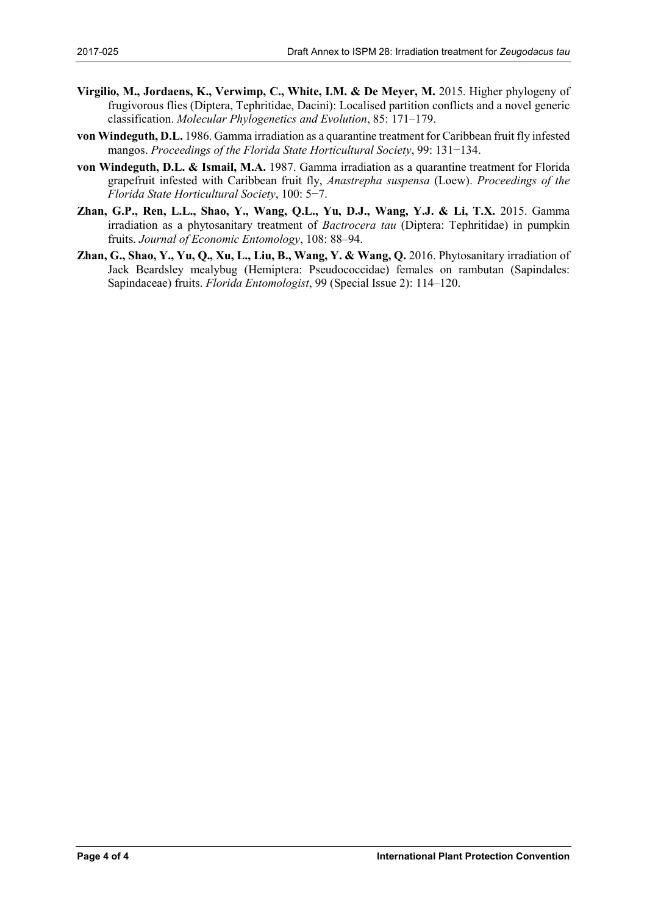**Virgilio, M., Jordaens, K., Verwimp, C., White, I.M. & De Meyer, M.** 2015. Higher phylogeny of frugivorous flies (Diptera, Tephritidae, Dacini): Localised partition conflicts and a novel generic classification. *Molecular Phylogenetics and Evolution*, 85: 171–179.

**von Windeguth, D.L.** 1986. Gamma irradiation as a quarantine treatment for Caribbean fruit fly infested mangos. *Proceedings of the Florida State Horticultural Society*, 99: 131−134.

**von Windeguth, D.L. & Ismail, M.A.** 1987. Gamma irradiation as a quarantine treatment for Florida grapefruit infested with Caribbean fruit fly, *Anastrepha suspensa* (Loew). *Proceedings of the Florida State Horticultural Society*, 100: 5−7.

**Zhan, G.P., Ren, L.L., Shao, Y., Wang, Q.L., Yu, D.J., Wang, Y.J. & Li, T.X.** 2015. Gamma irradiation as a phytosanitary treatment of *Bactrocera tau* (Diptera: Tephritidae) in pumpkin fruits. *Journal of Economic Entomology*, 108: 88–94.

**Zhan, G., Shao, Y., Yu, Q., Xu, L., Liu, B., Wang, Y. & Wang, Q.** 2016. Phytosanitary irradiation of Jack Beardsley mealybug (Hemiptera: Pseudococcidae) females on rambutan (Sapindales: Sapindaceae) fruits. *Florida Entomologist*, 99 (Special Issue 2): 114–120.